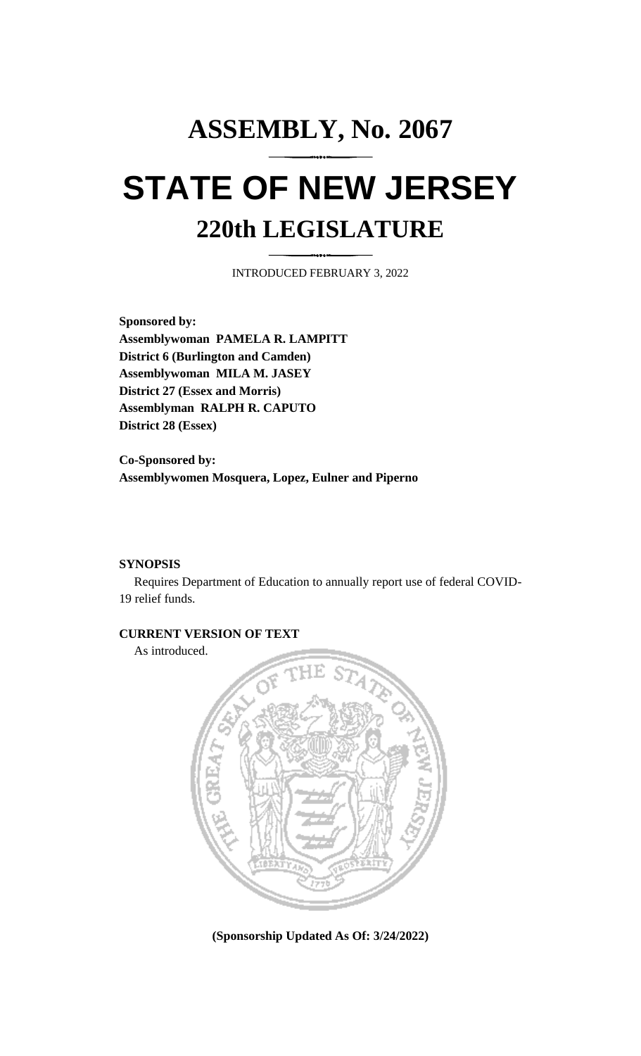# ASSEMBLY, No. 2067

# STATE OF NEW JERSEY

## 220th LEGISLATURE

INTRODUCED FEBRUARY 3, 2022

**Sponsored by:**
**Assemblywoman PAMELA R. LAMPITT**
**District 6 (Burlington and Camden)**
**Assemblywoman MILA M. JASEY**
**District 27 (Essex and Morris)**
**Assemblyman RALPH R. CAPUTO**
**District 28 (Essex)**

**Co-Sponsored by:**
**Assemblywomen Mosquera, Lopez, Eulner and Piperno**

**SYNOPSIS**

Requires Department of Education to annually report use of federal COVID-19 relief funds.

**CURRENT VERSION OF TEXT**

As introduced.

**(Sponsorship Updated As Of: 3/24/2022)**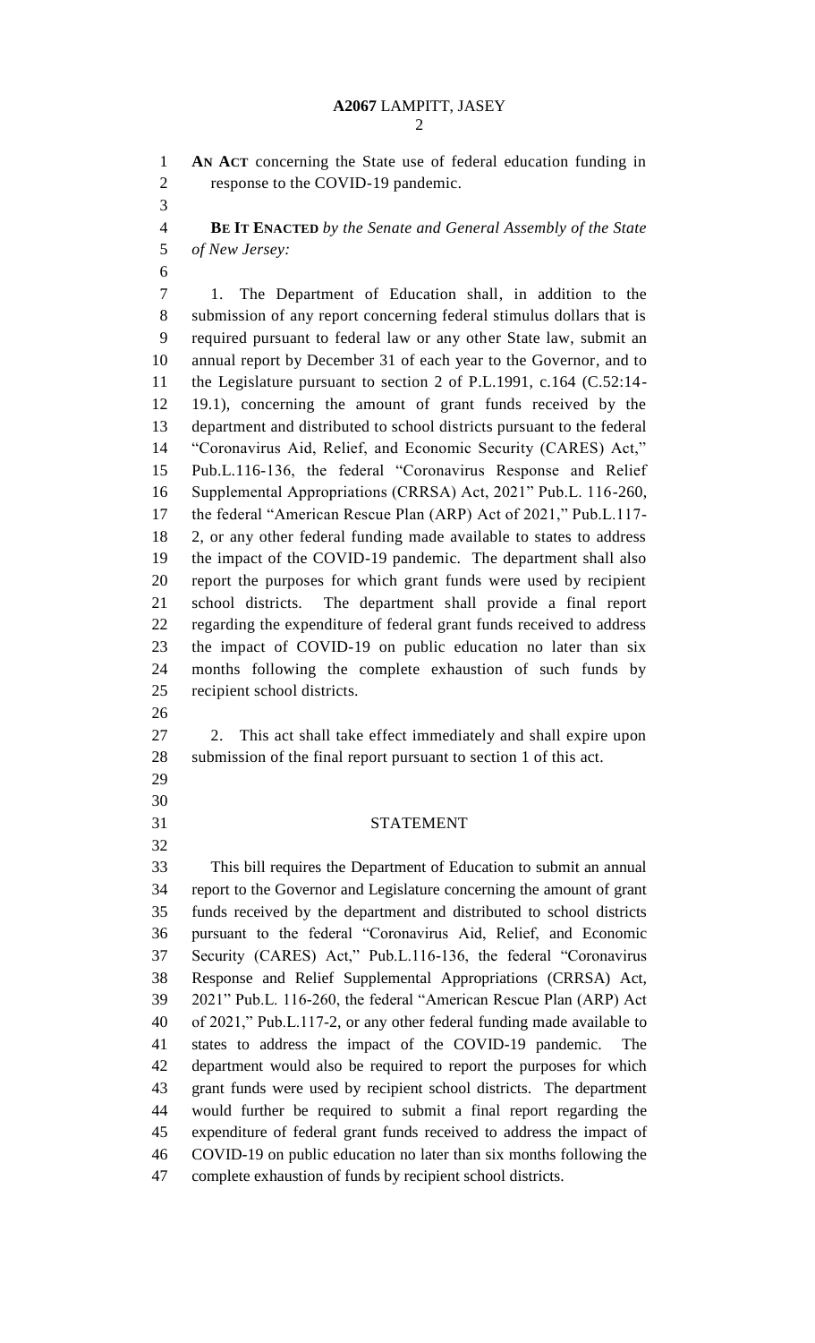**AN ACT** concerning the State use of federal education funding in response to the COVID-19 pandemic.

**BE IT ENACTED** *by the Senate and General Assembly of the State of New Jersey:*

1. The Department of Education shall, in addition to the submission of any report concerning federal stimulus dollars that is required pursuant to federal law or any other State law, submit an annual report by December 31 of each year to the Governor, and to the Legislature pursuant to section 2 of P.L.1991, c.164 (C.52:14-19.1), concerning the amount of grant funds received by the department and distributed to school districts pursuant to the federal "Coronavirus Aid, Relief, and Economic Security (CARES) Act," Pub.L.116-136, the federal "Coronavirus Response and Relief Supplemental Appropriations (CRRSA) Act, 2021" Pub.L. 116-260, the federal "American Rescue Plan (ARP) Act of 2021," Pub.L.117-2, or any other federal funding made available to states to address the impact of the COVID-19 pandemic. The department shall also report the purposes for which grant funds were used by recipient school districts. The department shall provide a final report regarding the expenditure of federal grant funds received to address the impact of COVID-19 on public education no later than six months following the complete exhaustion of such funds by recipient school districts.

2. This act shall take effect immediately and shall expire upon submission of the final report pursuant to section 1 of this act.

## STATEMENT

This bill requires the Department of Education to submit an annual report to the Governor and Legislature concerning the amount of grant funds received by the department and distributed to school districts pursuant to the federal "Coronavirus Aid, Relief, and Economic Security (CARES) Act," Pub.L.116-136, the federal "Coronavirus Response and Relief Supplemental Appropriations (CRRSA) Act, 2021" Pub.L. 116-260, the federal "American Rescue Plan (ARP) Act of 2021," Pub.L.117-2, or any other federal funding made available to states to address the impact of the COVID-19 pandemic. The department would also be required to report the purposes for which grant funds were used by recipient school districts. The department would further be required to submit a final report regarding the expenditure of federal grant funds received to address the impact of COVID-19 on public education no later than six months following the complete exhaustion of funds by recipient school districts.